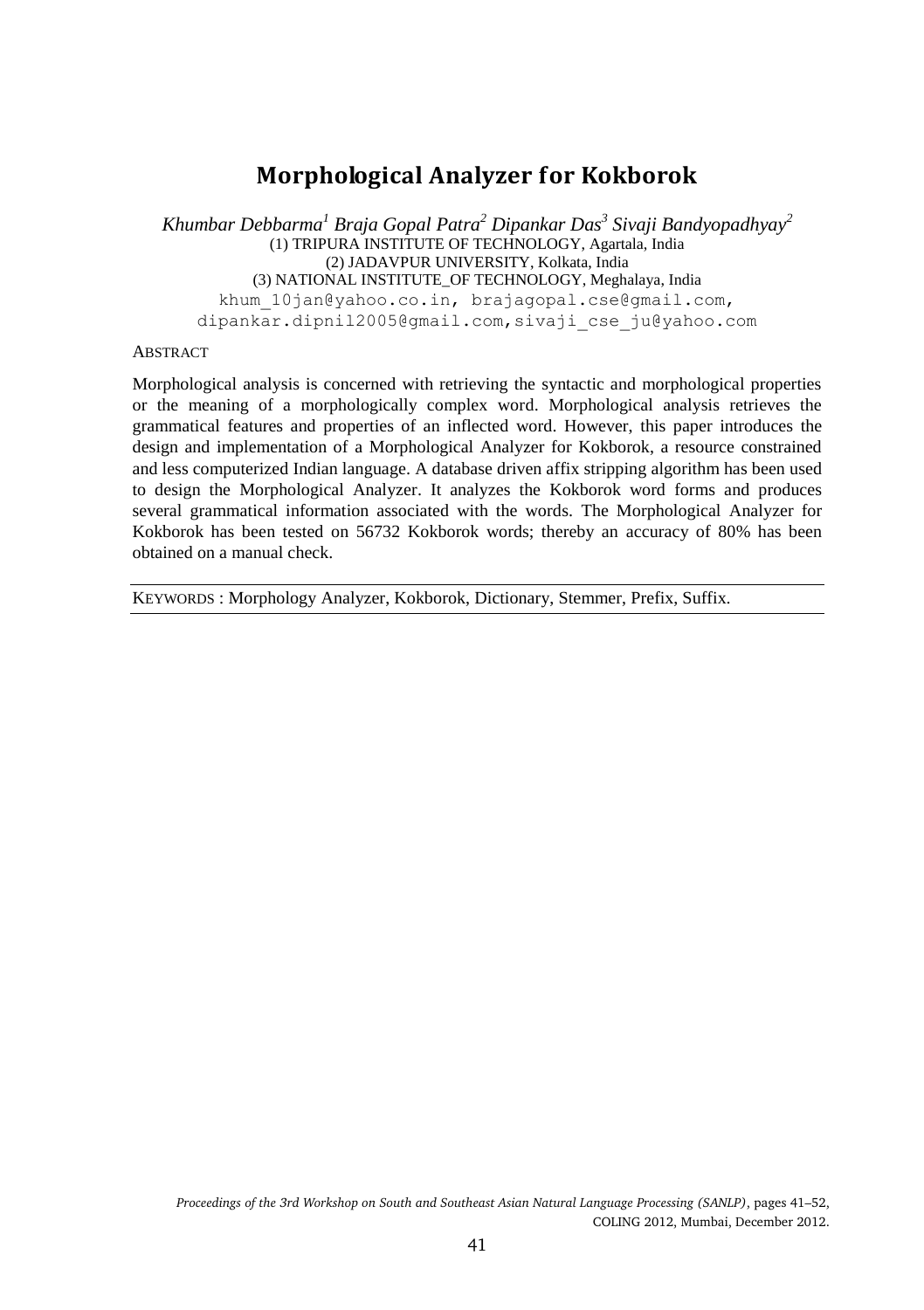# Morphological Analyzer for Kokborok

*Khumbar Debbarma[1] Braja Gopal Patra[2] Dipankar Das[3] Sivaji Bandyopadhyay[2]*

(1) TRIPURA INSTITUTE OF TECHNOLOGY, Agartala, India
(2) JADAVPUR UNIVERSITY, Kolkata, India
(3) NATIONAL INSTITUTE_OF TECHNOLOGY, Meghalaya, India

khum_10jan@yahoo.co.in, brajagopal.cse@gmail.com, dipankar.dipnil2005@gmail.com, sivaji_cse_ju@yahoo.com

ABSTRACT

Morphological analysis is concerned with retrieving the syntactic and morphological properties or the meaning of a morphologically complex word. Morphological analysis retrieves the grammatical features and properties of an inflected word. However, this paper introduces the design and implementation of a Morphological Analyzer for Kokborok, a resource constrained and less computerized Indian language. A database driven affix stripping algorithm has been used to design the Morphological Analyzer. It analyzes the Kokborok word forms and produces several grammatical information associated with the words. The Morphological Analyzer for Kokborok has been tested on 56732 Kokborok words; thereby an accuracy of 80% has been obtained on a manual check.

KEYWORDS : Morphology Analyzer, Kokborok, Dictionary, Stemmer, Prefix, Suffix.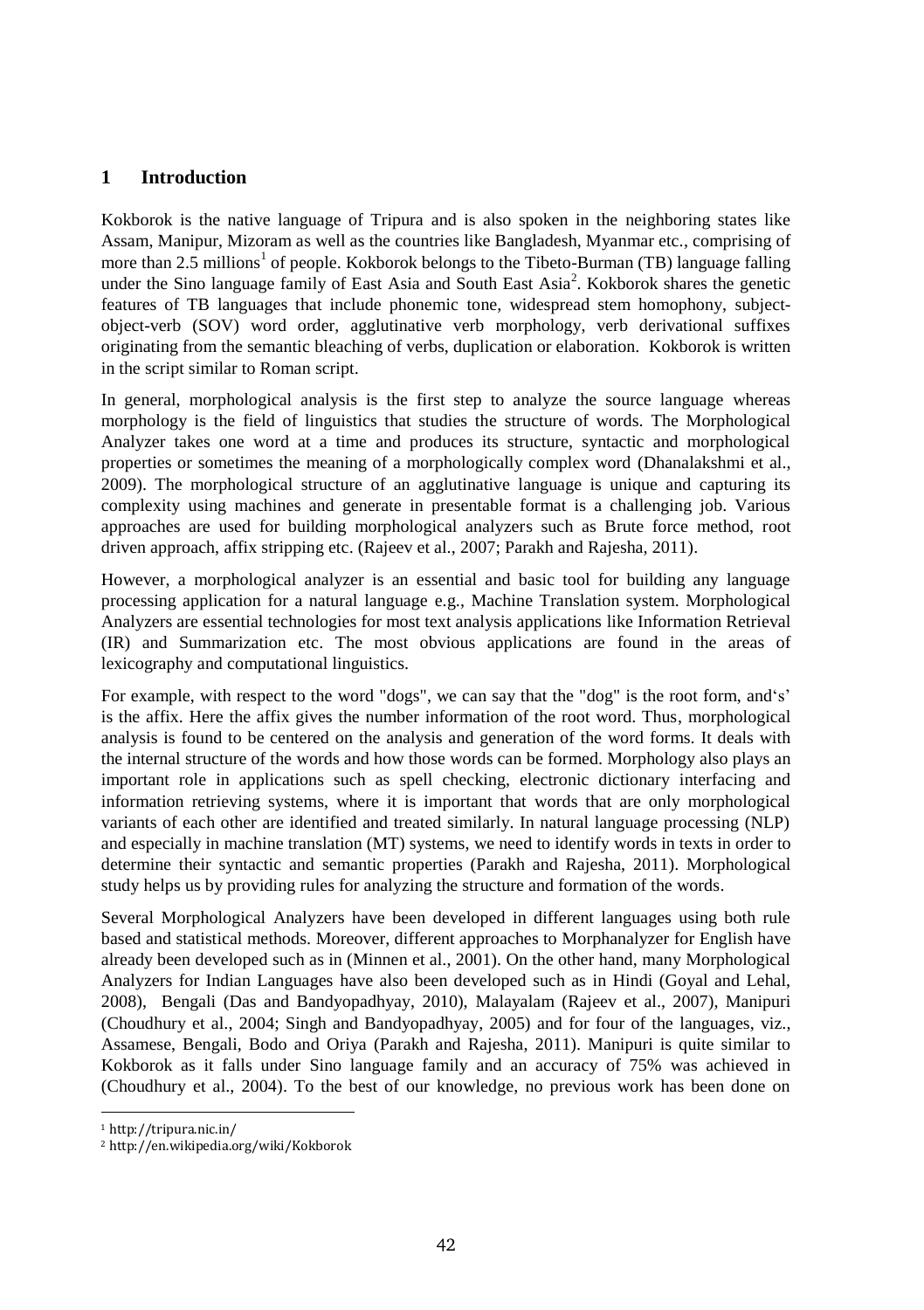## 1 Introduction

Kokborok is the native language of Tripura and is also spoken in the neighboring states like Assam, Manipur, Mizoram as well as the countries like Bangladesh, Myanmar etc., comprising of more than 2.5 millions[1] of people. Kokborok belongs to the Tibeto-Burman (TB) language falling under the Sino language family of East Asia and South East Asia[2]. Kokborok shares the genetic features of TB languages that include phonemic tone, widespread stem homophony, subject-object-verb (SOV) word order, agglutinative verb morphology, verb derivational suffixes originating from the semantic bleaching of verbs, duplication or elaboration. Kokborok is written in the script similar to Roman script.

In general, morphological analysis is the first step to analyze the source language whereas morphology is the field of linguistics that studies the structure of words. The Morphological Analyzer takes one word at a time and produces its structure, syntactic and morphological properties or sometimes the meaning of a morphologically complex word (Dhanalakshmi et al., 2009). The morphological structure of an agglutinative language is unique and capturing its complexity using machines and generate in presentable format is a challenging job. Various approaches are used for building morphological analyzers such as Brute force method, root driven approach, affix stripping etc. (Rajeev et al., 2007; Parakh and Rajesha, 2011).

However, a morphological analyzer is an essential and basic tool for building any language processing application for a natural language e.g., Machine Translation system. Morphological Analyzers are essential technologies for most text analysis applications like Information Retrieval (IR) and Summarization etc. The most obvious applications are found in the areas of lexicography and computational linguistics.

For example, with respect to the word "dogs", we can say that the "dog" is the root form, and's' is the affix. Here the affix gives the number information of the root word. Thus, morphological analysis is found to be centered on the analysis and generation of the word forms. It deals with the internal structure of the words and how those words can be formed. Morphology also plays an important role in applications such as spell checking, electronic dictionary interfacing and information retrieving systems, where it is important that words that are only morphological variants of each other are identified and treated similarly. In natural language processing (NLP) and especially in machine translation (MT) systems, we need to identify words in texts in order to determine their syntactic and semantic properties (Parakh and Rajesha, 2011). Morphological study helps us by providing rules for analyzing the structure and formation of the words.

Several Morphological Analyzers have been developed in different languages using both rule based and statistical methods. Moreover, different approaches to Morphanalyzer for English have already been developed such as in (Minnen et al., 2001). On the other hand, many Morphological Analyzers for Indian Languages have also been developed such as in Hindi (Goyal and Lehal, 2008), Bengali (Das and Bandyopadhyay, 2010), Malayalam (Rajeev et al., 2007), Manipuri (Choudhury et al., 2004; Singh and Bandyopadhyay, 2005) and for four of the languages, viz., Assamese, Bengali, Bodo and Oriya (Parakh and Rajesha, 2011). Manipuri is quite similar to Kokborok as it falls under Sino language family and an accuracy of 75% was achieved in (Choudhury et al., 2004). To the best of our knowledge, no previous work has been done on

---

[1] http://tripura.nic.in/

[2] http://en.wikipedia.org/wiki/Kokborok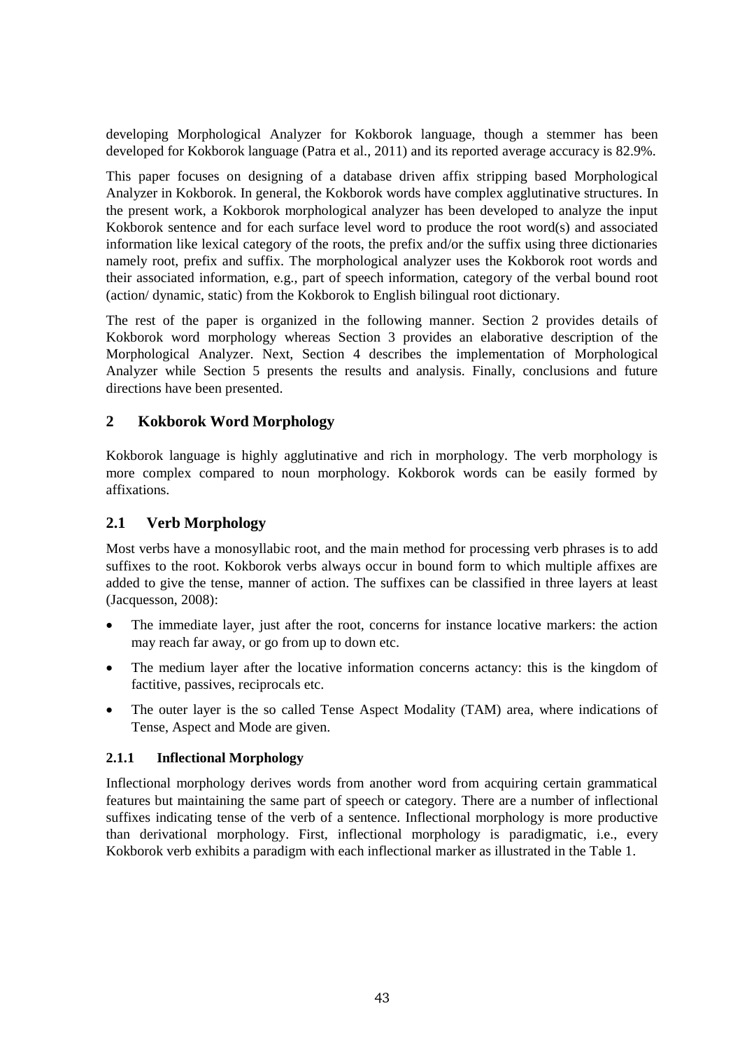developing Morphological Analyzer for Kokborok language, though a stemmer has been developed for Kokborok language (Patra et al., 2011) and its reported average accuracy is 82.9%.

This paper focuses on designing of a database driven affix stripping based Morphological Analyzer in Kokborok. In general, the Kokborok words have complex agglutinative structures. In the present work, a Kokborok morphological analyzer has been developed to analyze the input Kokborok sentence and for each surface level word to produce the root word(s) and associated information like lexical category of the roots, the prefix and/or the suffix using three dictionaries namely root, prefix and suffix. The morphological analyzer uses the Kokborok root words and their associated information, e.g., part of speech information, category of the verbal bound root (action/ dynamic, static) from the Kokborok to English bilingual root dictionary.

The rest of the paper is organized in the following manner. Section 2 provides details of Kokborok word morphology whereas Section 3 provides an elaborative description of the Morphological Analyzer. Next, Section 4 describes the implementation of Morphological Analyzer while Section 5 presents the results and analysis. Finally, conclusions and future directions have been presented.

## 2 Kokborok Word Morphology

Kokborok language is highly agglutinative and rich in morphology. The verb morphology is more complex compared to noun morphology. Kokborok words can be easily formed by affixations.

## 2.1 Verb Morphology

Most verbs have a monosyllabic root, and the main method for processing verb phrases is to add suffixes to the root. Kokborok verbs always occur in bound form to which multiple affixes are added to give the tense, manner of action. The suffixes can be classified in three layers at least (Jacquesson, 2008):

- The immediate layer, just after the root, concerns for instance locative markers: the action may reach far away, or go from up to down etc.
- The medium layer after the locative information concerns actancy: this is the kingdom of factitive, passives, reciprocals etc.
- The outer layer is the so called Tense Aspect Modality (TAM) area, where indications of Tense, Aspect and Mode are given.

### 2.1.1 Inflectional Morphology

Inflectional morphology derives words from another word from acquiring certain grammatical features but maintaining the same part of speech or category. There are a number of inflectional suffixes indicating tense of the verb of a sentence. Inflectional morphology is more productive than derivational morphology. First, inflectional morphology is paradigmatic, i.e., every Kokborok verb exhibits a paradigm with each inflectional marker as illustrated in the Table 1.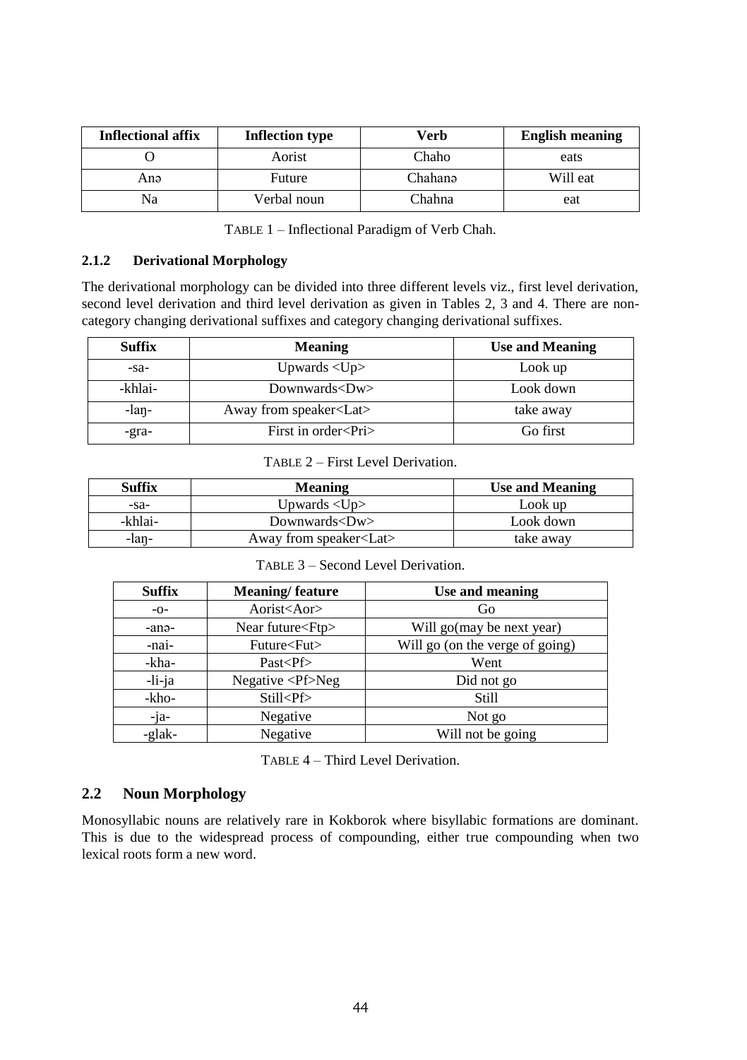| Inflectional affix | Inflection type | Verb | English meaning |
| --- | --- | --- | --- |
| O | Aorist | Chaho | eats |
| Anə | Future | Chahanə | Will eat |
| Na | Verbal noun | Chahna | eat |

TABLE 1 – Inflectional Paradigm of Verb Chah.

### 2.1.2 Derivational Morphology

The derivational morphology can be divided into three different levels viz., first level derivation, second level derivation and third level derivation as given in Tables 2, 3 and 4. There are non-category changing derivational suffixes and category changing derivational suffixes.

| Suffix | Meaning | Use and Meaning |
| --- | --- | --- |
| -sa- | Upwards <Up> | Look up |
| -khlai- | Downwards<Dw> | Look down |
| -laŋ- | Away from speaker<Lat> | take away |
| -gra- | First in order<Pri> | Go first |

TABLE 2 – First Level Derivation.

| Suffix | Meaning | Use and Meaning |
| --- | --- | --- |
| -sa- | Upwards <Up> | Look up |
| -khlai- | Downwards<Dw> | Look down |
| -laŋ- | Away from speaker<Lat> | take away |

TABLE 3 – Second Level Derivation.

| Suffix | Meaning/ feature | Use and meaning |
| --- | --- | --- |
| -o- | Aorist<Aor> | Go |
| -anə- | Near future<Ftp> | Will go(may be next year) |
| -nai- | Future<Fut> | Will go (on the verge of going) |
| -kha- | Past<Pf> | Went |
| -li-ja | Negative <Pf>Neg | Did not go |
| -kho- | Still<Pf> | Still |
| -ja- | Negative | Not go |
| -glak- | Negative | Will not be going |

TABLE 4 – Third Level Derivation.

## 2.2 Noun Morphology

Monosyllabic nouns are relatively rare in Kokborok where bisyllabic formations are dominant. This is due to the widespread process of compounding, either true compounding when two lexical roots form a new word.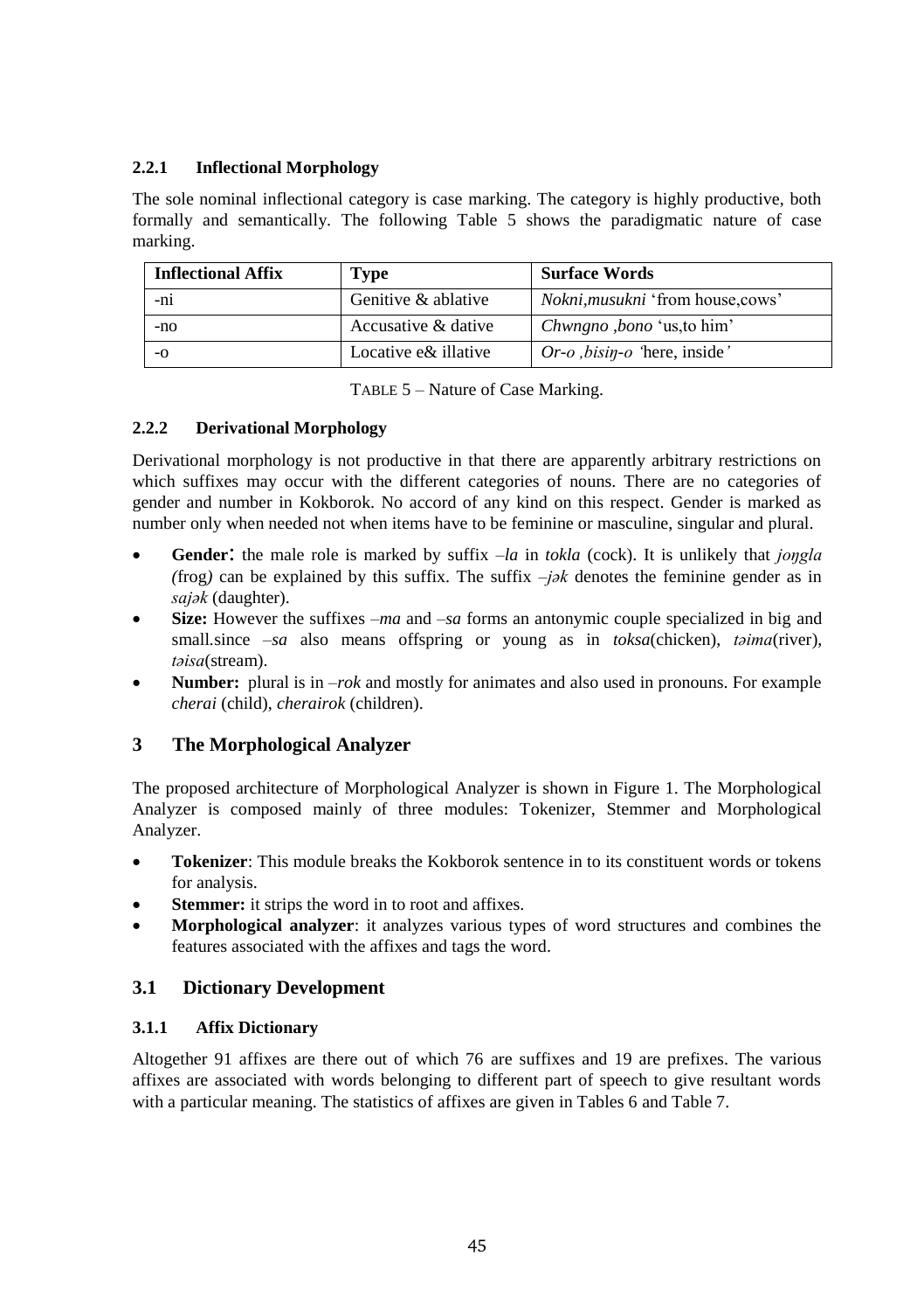### 2.2.1 Inflectional Morphology

The sole nominal inflectional category is case marking. The category is highly productive, both formally and semantically. The following Table 5 shows the paradigmatic nature of case marking.

| Inflectional Affix | Type | Surface Words |
|---|---|---|
| -ni | Genitive & ablative | *Nokni,musukni* 'from house,cows' |
| -no | Accusative & dative | *Chwngno ,bono* 'us,to him' |
| -o | Locative e& illative | *Or-o ,bisiŋ-o* 'here, inside' |

TABLE 5 – Nature of Case Marking.

### 2.2.2 Derivational Morphology

Derivational morphology is not productive in that there are apparently arbitrary restrictions on which suffixes may occur with the different categories of nouns. There are no categories of gender and number in Kokborok. No accord of any kind on this respect. Gender is marked as number only when needed not when items have to be feminine or masculine, singular and plural.

- **Gender**: the male role is marked by suffix *–la* in *tokla* (cock). It is unlikely that *joŋgla (*frog*)* can be explained by this suffix. The suffix *–jək* denotes the feminine gender as in *sajək* (daughter).
- **Size:** However the suffixes *–ma* and *–sa* forms an antonymic couple specialized in big and small.since *–sa* also means offspring or young as in *toksa*(chicken), *təima*(river), *təisa*(stream).
- **Number:** plural is in *–rok* and mostly for animates and also used in pronouns. For example *cherai* (child), *cherairok* (children).

## 3 The Morphological Analyzer

The proposed architecture of Morphological Analyzer is shown in Figure 1. The Morphological Analyzer is composed mainly of three modules: Tokenizer, Stemmer and Morphological Analyzer.

- **Tokenizer**: This module breaks the Kokborok sentence in to its constituent words or tokens for analysis.
- **Stemmer:** it strips the word in to root and affixes.
- **Morphological analyzer**: it analyzes various types of word structures and combines the features associated with the affixes and tags the word.

## 3.1 Dictionary Development

### 3.1.1 Affix Dictionary

Altogether 91 affixes are there out of which 76 are suffixes and 19 are prefixes. The various affixes are associated with words belonging to different part of speech to give resultant words with a particular meaning. The statistics of affixes are given in Tables 6 and Table 7.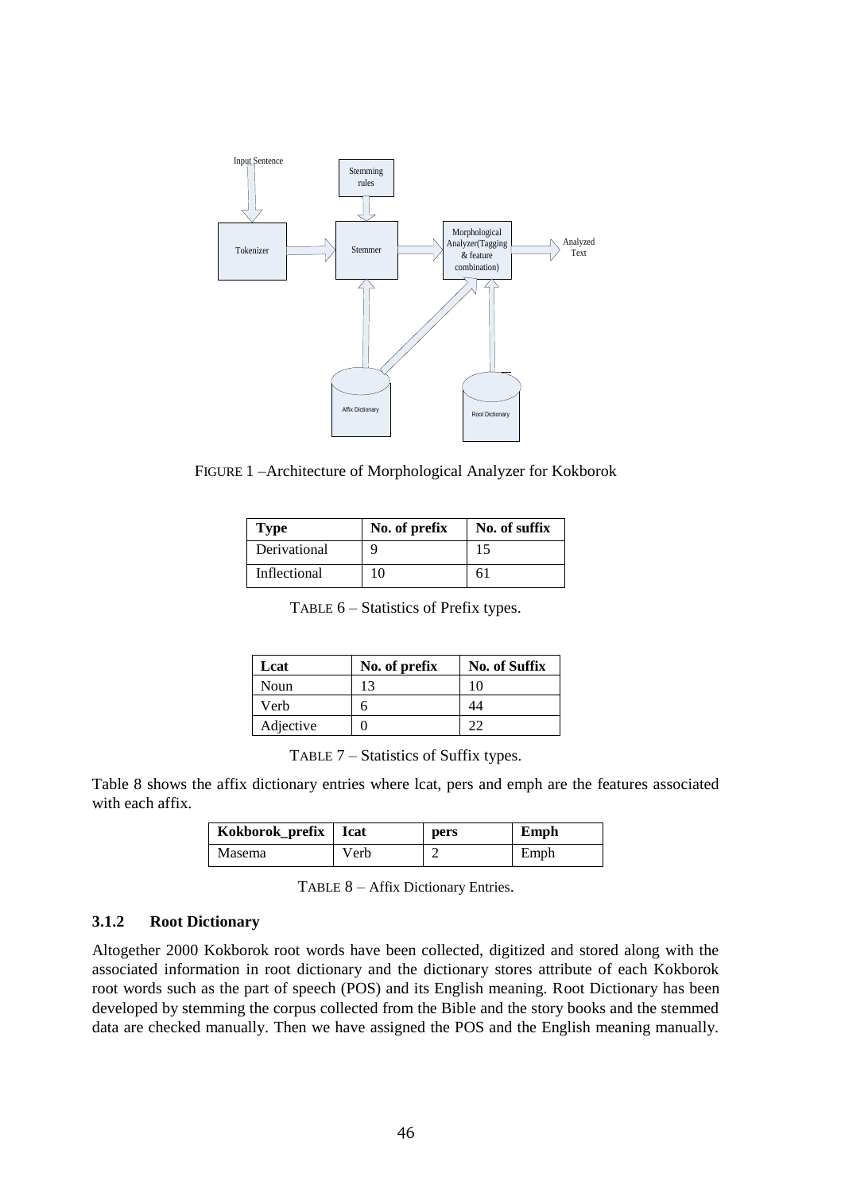FIGURE 1 –Architecture of Morphological Analyzer for Kokborok

| Type | No. of prefix | No. of suffix |
| --- | --- | --- |
| Derivational | 9 | 15 |
| Inflectional | 10 | 61 |

TABLE 6 – Statistics of Prefix types.

| Lcat | No. of prefix | No. of Suffix |
| --- | --- | --- |
| Noun | 13 | 10 |
| Verb | 6 | 44 |
| Adjective | 0 | 22 |

TABLE 7 – Statistics of Suffix types.

Table 8 shows the affix dictionary entries where lcat, pers and emph are the features associated with each affix.

| Kokborok_prefix | Icat | pers | Emph |
| --- | --- | --- | --- |
| Masema | Verb | 2 | Emph |

TABLE 8 – Affix Dictionary Entries.

### 3.1.2 Root Dictionary

Altogether 2000 Kokborok root words have been collected, digitized and stored along with the associated information in root dictionary and the dictionary stores attribute of each Kokborok root words such as the part of speech (POS) and its English meaning. Root Dictionary has been developed by stemming the corpus collected from the Bible and the story books and the stemmed data are checked manually. Then we have assigned the POS and the English meaning manually.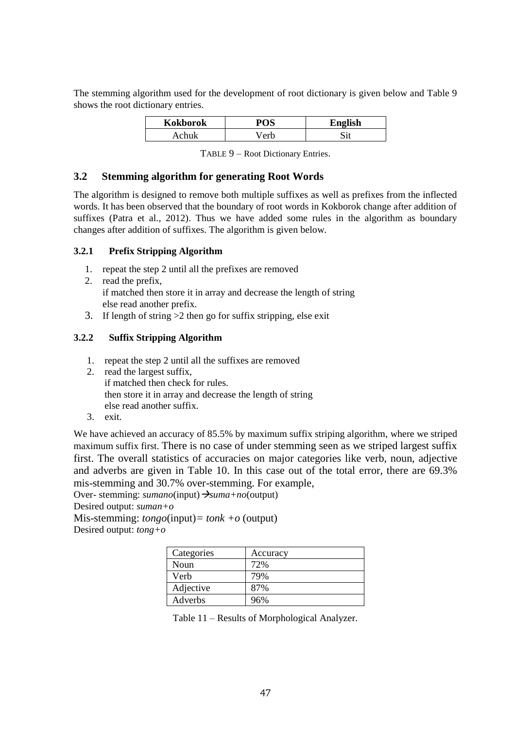The stemming algorithm used for the development of root dictionary is given below and Table 9 shows the root dictionary entries.

| Kokborok | POS | English |
|---|---|---|
| Achuk | Verb | Sit |

TABLE 9 – Root Dictionary Entries.

## 3.2 Stemming algorithm for generating Root Words

The algorithm is designed to remove both multiple suffixes as well as prefixes from the inflected words. It has been observed that the boundary of root words in Kokborok change after addition of suffixes (Patra et al., 2012). Thus we have added some rules in the algorithm as boundary changes after addition of suffixes. The algorithm is given below.

### 3.2.1 Prefix Stripping Algorithm

1. repeat the step 2 until all the prefixes are removed
2. read the prefix,  
   if matched then store it in array and decrease the length of string  
   else read another prefix.
3. If length of string >2 then go for suffix stripping, else exit

### 3.2.2 Suffix Stripping Algorithm

1. repeat the step 2 until all the suffixes are removed
2. read the largest suffix,  
   if matched then check for rules.  
   then store it in array and decrease the length of string  
   else read another suffix.
3. exit.

We have achieved an accuracy of 85.5% by maximum suffix striping algorithm, where we striped maximum suffix first. There is no case of under stemming seen as we striped largest suffix first. The overall statistics of accuracies on major categories like verb, noun, adjective and adverbs are given in Table 10. In this case out of the total error, there are 69.3% mis-stemming and 30.7% over-stemming. For example,

Over- stemming: *sumano*(input) →*suma+no*(output)  
Desired output: *suman+o*  
Mis-stemming: *tongo*(input)*= tonk +o* (output)  
Desired output: *tong+o*

| Categories | Accuracy |
|---|---|
| Noun | 72% |
| Verb | 79% |
| Adjective | 87% |
| Adverbs | 96% |

Table 11 – Results of Morphological Analyzer.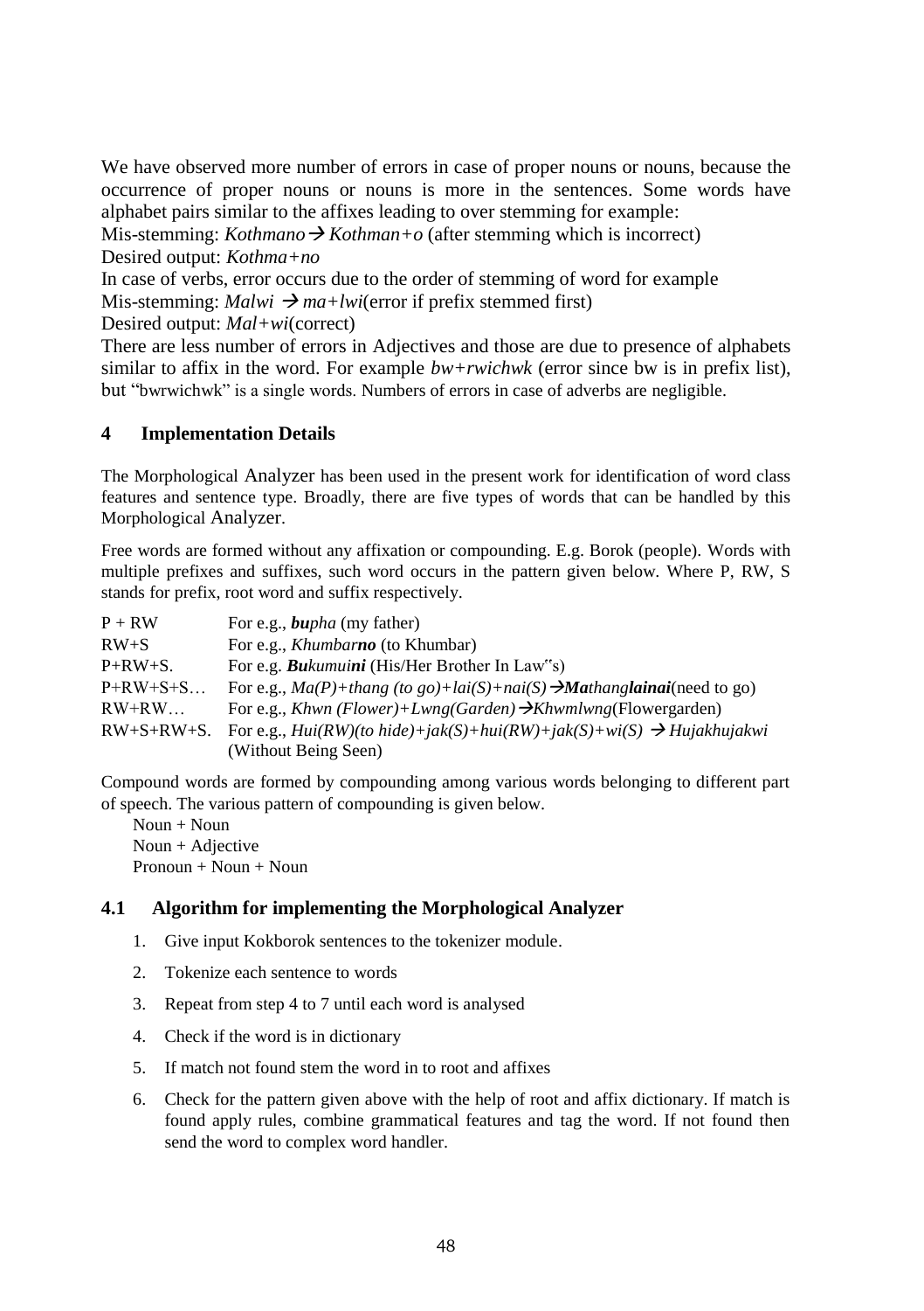We have observed more number of errors in case of proper nouns or nouns, because the occurrence of proper nouns or nouns is more in the sentences. Some words have alphabet pairs similar to the affixes leading to over stemming for example:

Mis-stemming: *Kothmano* → *Kothman+o* (after stemming which is incorrect)

Desired output: *Kothma+no*

In case of verbs, error occurs due to the order of stemming of word for example

Mis-stemming: *Malwi* → *ma+lwi*(error if prefix stemmed first)

Desired output: *Mal+wi*(correct)

There are less number of errors in Adjectives and those are due to presence of alphabets similar to affix in the word. For example *bw+rwichwk* (error since bw is in prefix list), but "bwrwichwk" is a single words. Numbers of errors in case of adverbs are negligible.

## 4 Implementation Details

The Morphological Analyzer has been used in the present work for identification of word class features and sentence type. Broadly, there are five types of words that can be handled by this Morphological Analyzer.

Free words are formed without any affixation or compounding. E.g. Borok (people). Words with multiple prefixes and suffixes, such word occurs in the pattern given below. Where P, RW, S stands for prefix, root word and suffix respectively.

| | |
|---|---|
| P + RW | For e.g., ***bu**pha* (my father) |
| RW+S | For e.g., *Khumbar**no*** (to Khumbar) |
| P+RW+S. | For e.g. ***Bu**kumui**ni*** (His/Her Brother In Law"s) |
| P+RW+S+S… | For e.g., *Ma(P)+thang (to go)+lai(S)+nai(S)*→***Ma**thang**lainai***(need to go) |
| RW+RW… | For e.g., *Khwn (Flower)+Lwng(Garden)*→*Khwmlwng*(Flowergarden) |
| RW+S+RW+S. | For e.g., *Hui(RW)(to hide)+jak(S)+hui(RW)+jak(S)+wi(S)* → *Hujakhujakwi* (Without Being Seen) |

Compound words are formed by compounding among various words belonging to different part of speech. The various pattern of compounding is given below.

Noun + Noun
Noun + Adjective
Pronoun + Noun + Noun

### 4.1 Algorithm for implementing the Morphological Analyzer

1. Give input Kokborok sentences to the tokenizer module.
2. Tokenize each sentence to words
3. Repeat from step 4 to 7 until each word is analysed
4. Check if the word is in dictionary
5. If match not found stem the word in to root and affixes
6. Check for the pattern given above with the help of root and affix dictionary. If match is found apply rules, combine grammatical features and tag the word. If not found then send the word to complex word handler.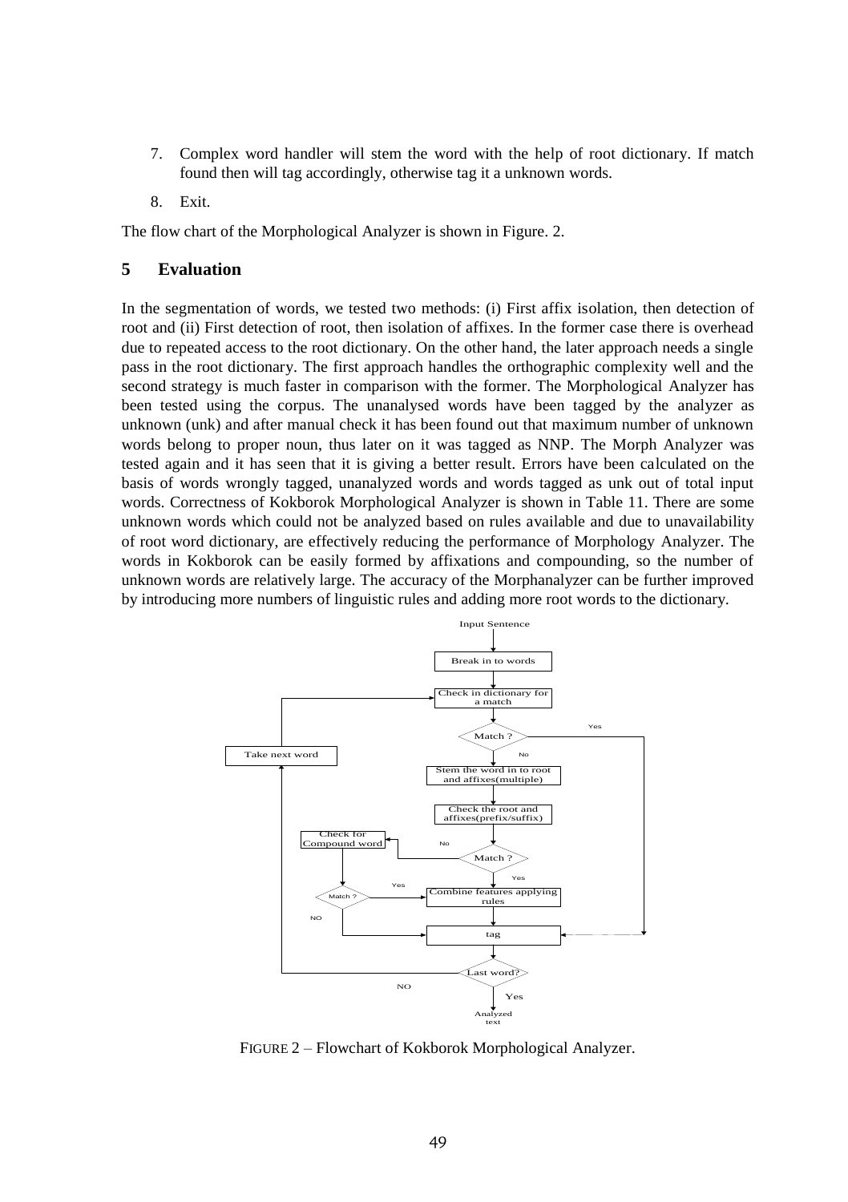7. Complex word handler will stem the word with the help of root dictionary. If match found then will tag accordingly, otherwise tag it a unknown words.
8. Exit.

The flow chart of the Morphological Analyzer is shown in Figure. 2.

## 5 Evaluation

In the segmentation of words, we tested two methods: (i) First affix isolation, then detection of root and (ii) First detection of root, then isolation of affixes. In the former case there is overhead due to repeated access to the root dictionary. On the other hand, the later approach needs a single pass in the root dictionary. The first approach handles the orthographic complexity well and the second strategy is much faster in comparison with the former. The Morphological Analyzer has been tested using the corpus. The unanalysed words have been tagged by the analyzer as unknown (unk) and after manual check it has been found out that maximum number of unknown words belong to proper noun, thus later on it was tagged as NNP. The Morph Analyzer was tested again and it has seen that it is giving a better result. Errors have been calculated on the basis of words wrongly tagged, unanalyzed words and words tagged as unk out of total input words. Correctness of Kokborok Morphological Analyzer is shown in Table 11. There are some unknown words which could not be analyzed based on rules available and due to unavailability of root word dictionary, are effectively reducing the performance of Morphology Analyzer. The words in Kokborok can be easily formed by affixations and compounding, so the number of unknown words are relatively large. The accuracy of the Morphanalyzer can be further improved by introducing more numbers of linguistic rules and adding more root words to the dictionary.

FIGURE 2 – Flowchart of Kokborok Morphological Analyzer.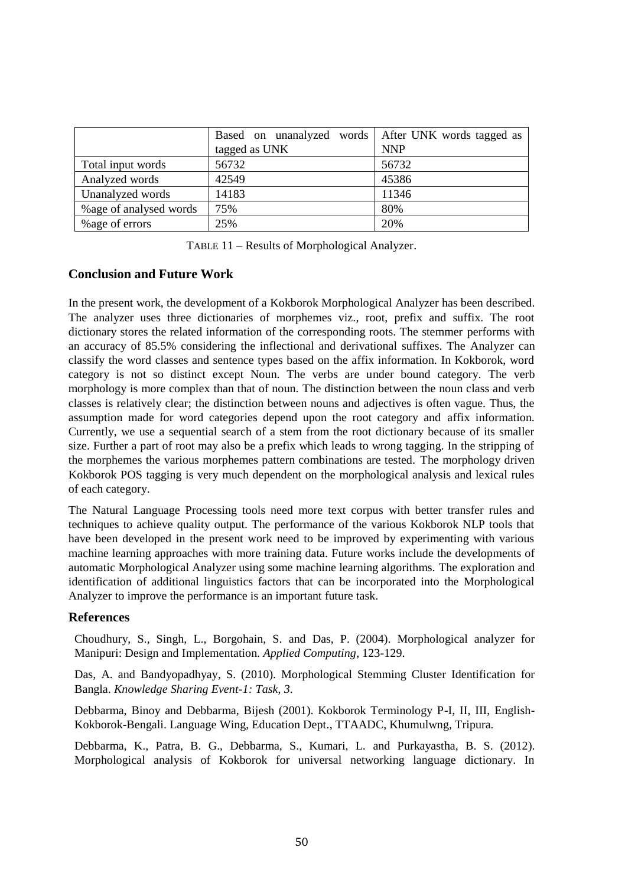| | Based on unanalyzed words tagged as UNK | After UNK words tagged as NNP |
|---|---|---|
| Total input words | 56732 | 56732 |
| Analyzed words | 42549 | 45386 |
| Unanalyzed words | 14183 | 11346 |
| %age of analysed words | 75% | 80% |
| %age of errors | 25% | 20% |

TABLE 11 – Results of Morphological Analyzer.

## Conclusion and Future Work

In the present work, the development of a Kokborok Morphological Analyzer has been described. The analyzer uses three dictionaries of morphemes viz., root, prefix and suffix. The root dictionary stores the related information of the corresponding roots. The stemmer performs with an accuracy of 85.5% considering the inflectional and derivational suffixes. The Analyzer can classify the word classes and sentence types based on the affix information. In Kokborok, word category is not so distinct except Noun. The verbs are under bound category. The verb morphology is more complex than that of noun. The distinction between the noun class and verb classes is relatively clear; the distinction between nouns and adjectives is often vague. Thus, the assumption made for word categories depend upon the root category and affix information. Currently, we use a sequential search of a stem from the root dictionary because of its smaller size. Further a part of root may also be a prefix which leads to wrong tagging. In the stripping of the morphemes the various morphemes pattern combinations are tested. The morphology driven Kokborok POS tagging is very much dependent on the morphological analysis and lexical rules of each category.

The Natural Language Processing tools need more text corpus with better transfer rules and techniques to achieve quality output. The performance of the various Kokborok NLP tools that have been developed in the present work need to be improved by experimenting with various machine learning approaches with more training data. Future works include the developments of automatic Morphological Analyzer using some machine learning algorithms. The exploration and identification of additional linguistics factors that can be incorporated into the Morphological Analyzer to improve the performance is an important future task.

## References

Choudhury, S., Singh, L., Borgohain, S. and Das, P. (2004). Morphological analyzer for Manipuri: Design and Implementation. *Applied Computing*, 123-129.

Das, A. and Bandyopadhyay, S. (2010). Morphological Stemming Cluster Identification for Bangla. *Knowledge Sharing Event-1: Task, 3*.

Debbarma, Binoy and Debbarma, Bijesh (2001). Kokborok Terminology P-I, II, III, English-Kokborok-Bengali. Language Wing, Education Dept., TTAADC, Khumulwng, Tripura.

Debbarma, K., Patra, B. G., Debbarma, S., Kumari, L. and Purkayastha, B. S. (2012). Morphological analysis of Kokborok for universal networking language dictionary. In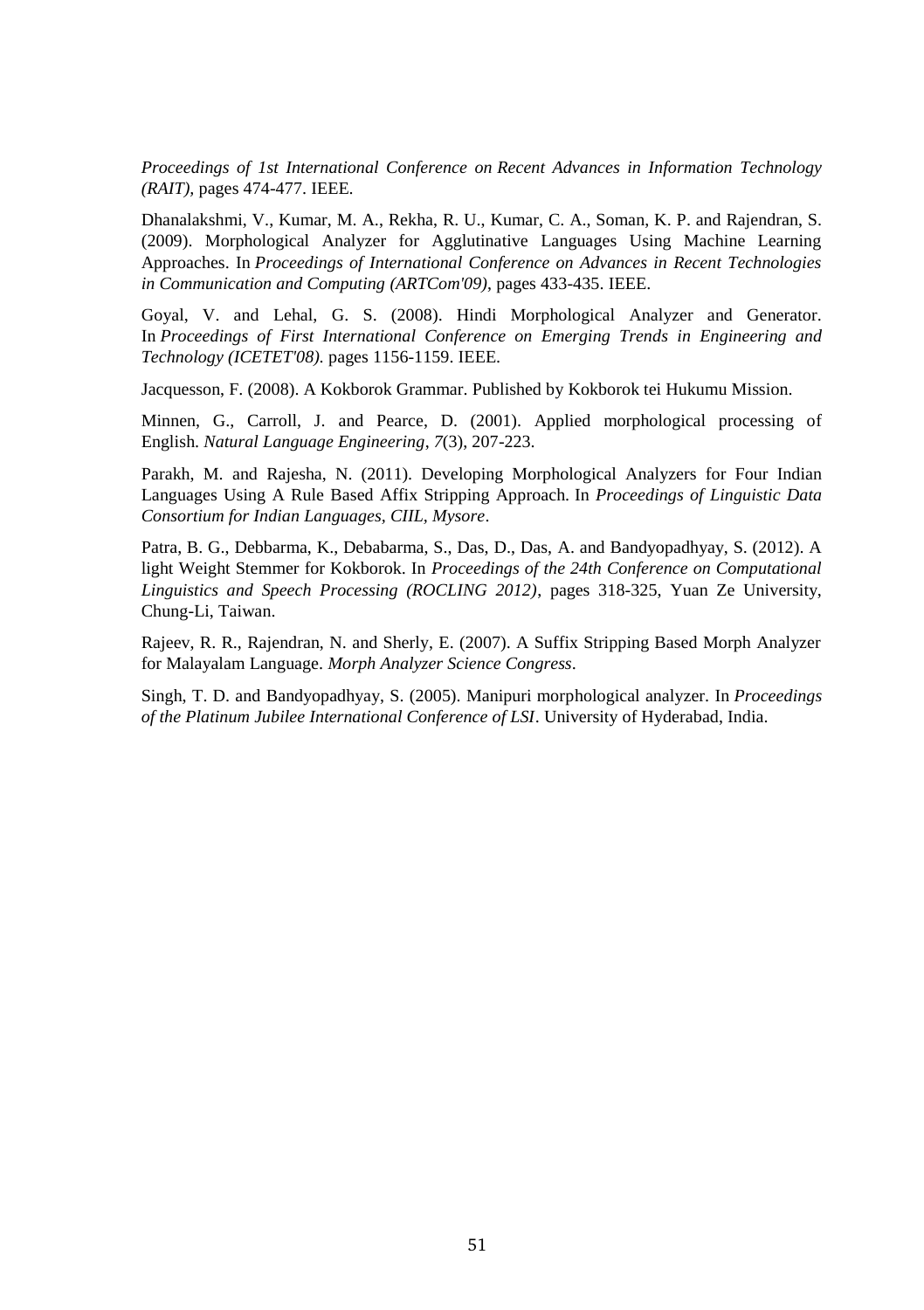*Proceedings of 1st International Conference on Recent Advances in Information Technology (RAIT)*, pages 474-477. IEEE.

Dhanalakshmi, V., Kumar, M. A., Rekha, R. U., Kumar, C. A., Soman, K. P. and Rajendran, S. (2009). Morphological Analyzer for Agglutinative Languages Using Machine Learning Approaches. In *Proceedings of International Conference on Advances in Recent Technologies in Communication and Computing (ARTCom'09)*, pages 433-435. IEEE.

Goyal, V. and Lehal, G. S. (2008). Hindi Morphological Analyzer and Generator. In *Proceedings of First International Conference on Emerging Trends in Engineering and Technology (ICETET'08)*. pages 1156-1159. IEEE.

Jacquesson, F. (2008). A Kokborok Grammar. Published by Kokborok tei Hukumu Mission.

Minnen, G., Carroll, J. and Pearce, D. (2001). Applied morphological processing of English. *Natural Language Engineering*, *7*(3), 207-223.

Parakh, M. and Rajesha, N. (2011). Developing Morphological Analyzers for Four Indian Languages Using A Rule Based Affix Stripping Approach. In *Proceedings of Linguistic Data Consortium for Indian Languages, CIIL, Mysore*.

Patra, B. G., Debbarma, K., Debabarma, S., Das, D., Das, A. and Bandyopadhyay, S. (2012). A light Weight Stemmer for Kokborok. In *Proceedings of the 24th Conference on Computational Linguistics and Speech Processing (ROCLING 2012)*, pages 318-325, Yuan Ze University, Chung-Li, Taiwan.

Rajeev, R. R., Rajendran, N. and Sherly, E. (2007). A Suffix Stripping Based Morph Analyzer for Malayalam Language. *Morph Analyzer Science Congress*.

Singh, T. D. and Bandyopadhyay, S. (2005). Manipuri morphological analyzer. In *Proceedings of the Platinum Jubilee International Conference of LSI*. University of Hyderabad, India.